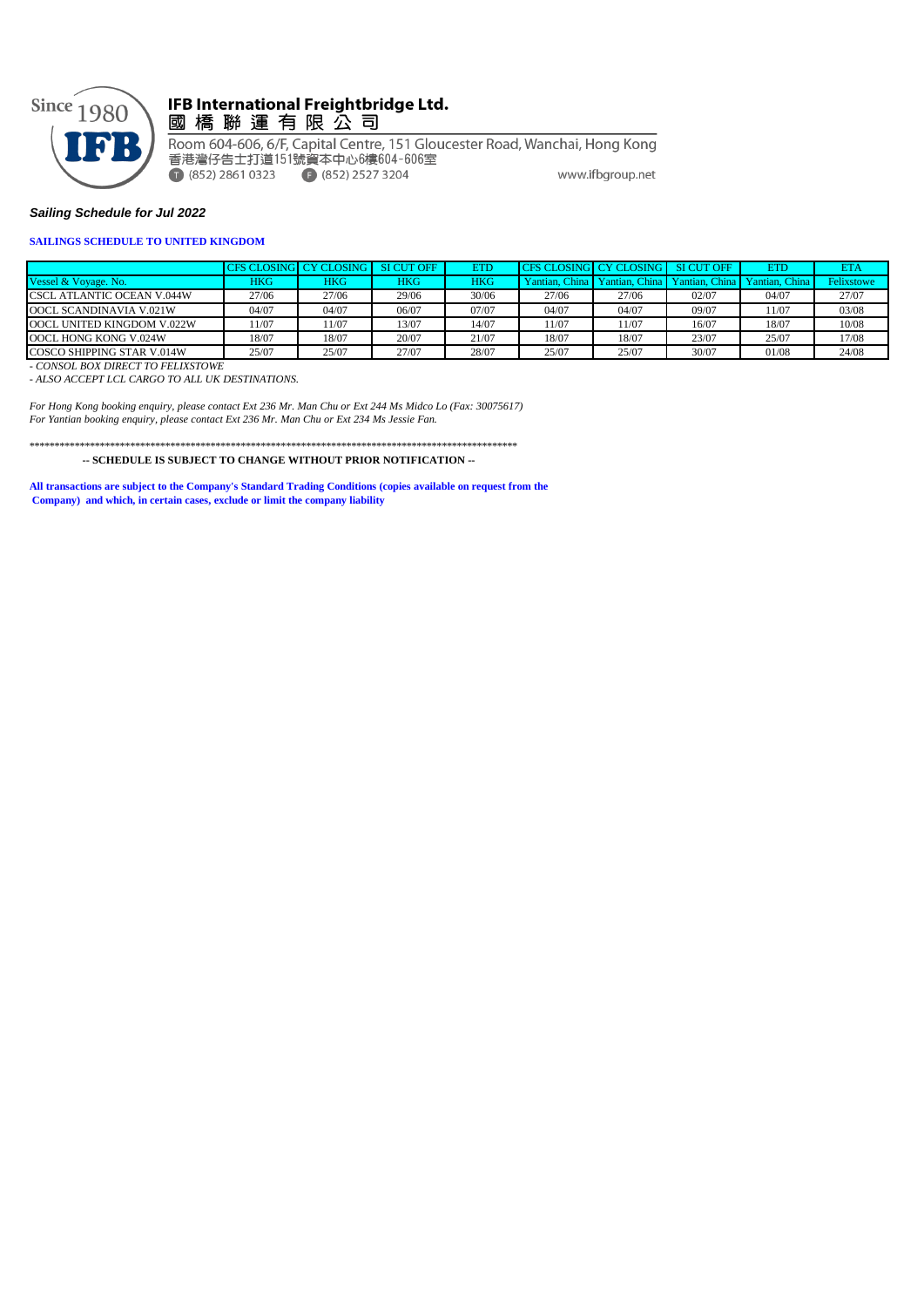Since 1980

IFB

# IFB International Freightbridge Ltd.
國橋聯運有限公司

Room 604-606, 6/F, Capital Centre, 151 Gloucester Road, Wanchai, Hong Kong
香港灣仔告士打道151號資本中心6樓604-606室
T (852) 2861 0323 F (852) 2527 3204 www.ifbgroup.net

***Sailing Schedule for Jul 2022***

**SAILINGS SCHEDULE TO UNITED KINGDOM**

| | CFS CLOSING | CY CLOSING | SI CUT OFF | ETD | CFS CLOSING | CY CLOSING | SI CUT OFF | ETD | ETA |
|---|---|---|---|---|---|---|---|---|---|
| Vessel & Voyage. No. | HKG | HKG | HKG | HKG | Yantian, China | Yantian, China | Yantian, China | Yantian, China | Felixstowe |
| CSCL ATLANTIC OCEAN V.044W | 27/06 | 27/06 | 29/06 | 30/06 | 27/06 | 27/06 | 02/07 | 04/07 | 27/07 |
| OOCL SCANDINAVIA V.021W | 04/07 | 04/07 | 06/07 | 07/07 | 04/07 | 04/07 | 09/07 | 11/07 | 03/08 |
| OOCL UNITED KINGDOM V.022W | 11/07 | 11/07 | 13/07 | 14/07 | 11/07 | 11/07 | 16/07 | 18/07 | 10/08 |
| OOCL HONG KONG V.024W | 18/07 | 18/07 | 20/07 | 21/07 | 18/07 | 18/07 | 23/07 | 25/07 | 17/08 |
| COSCO SHIPPING STAR V.014W | 25/07 | 25/07 | 27/07 | 28/07 | 25/07 | 25/07 | 30/07 | 01/08 | 24/08 |

*- CONSOL BOX DIRECT TO FELIXSTOWE*

*- ALSO ACCEPT LCL CARGO TO ALL UK DESTINATIONS.*

*For Hong Kong booking enquiry, please contact Ext 236 Mr. Man Chu or Ext 244 Ms Midco Lo (Fax: 30075617)*
*For Yantian booking enquiry, please contact Ext 236 Mr. Man Chu or Ext 234 Ms Jessie Fan.*

**************************************************************************************************

**-- SCHEDULE IS SUBJECT TO CHANGE WITHOUT PRIOR NOTIFICATION --**

**All transactions are subject to the Company's Standard Trading Conditions (copies available on request from the Company) and which, in certain cases, exclude or limit the company liability**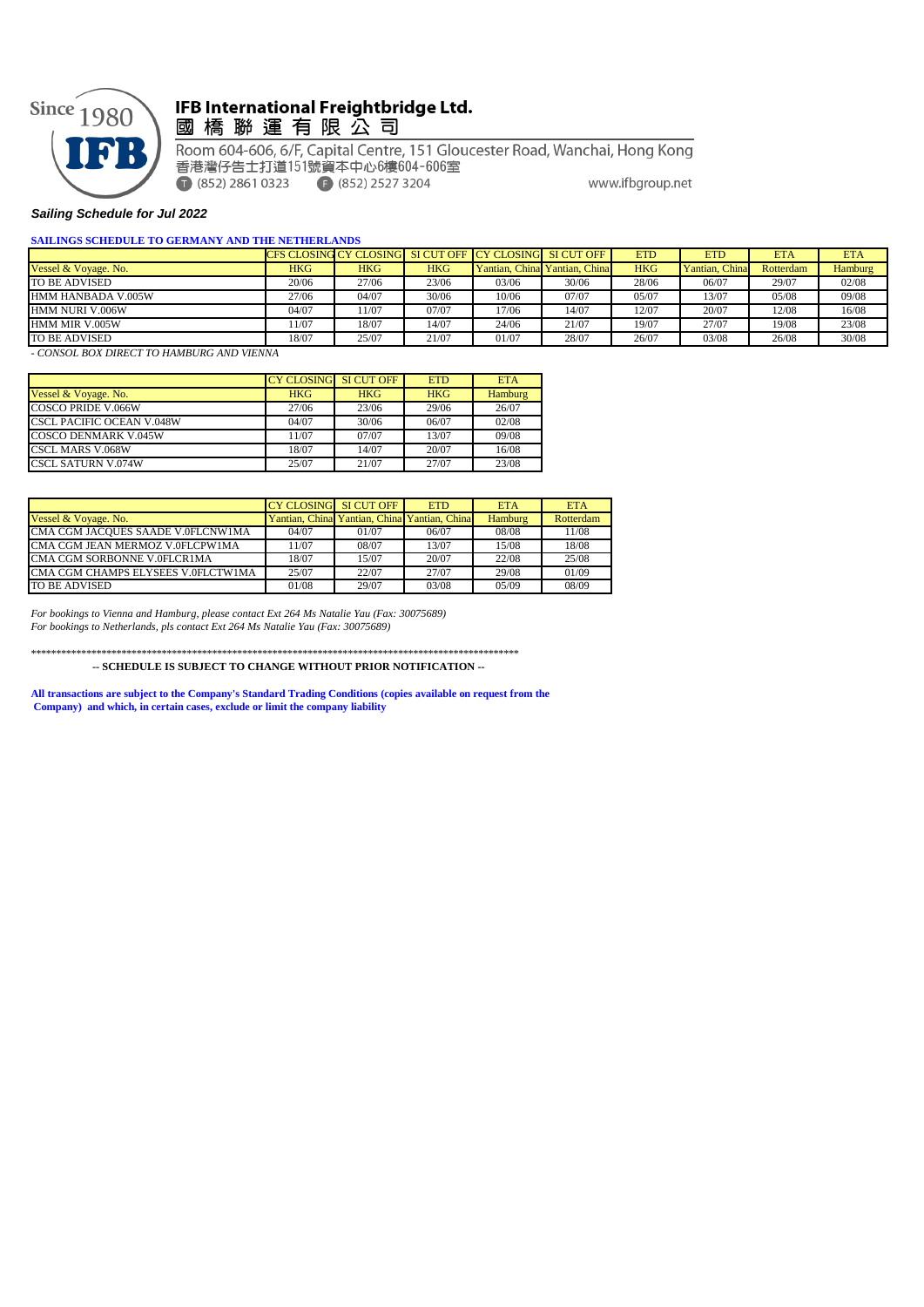**IFB International Freightbridge Ltd.**
**國 橋 聯 運 有 限 公 司**

Room 604-606, 6/F, Capital Centre, 151 Gloucester Road, Wanchai, Hong Kong
香港灣仔告士打道151號資本中心6樓604-606室
T (852) 2861 0323 F (852) 2527 3204 www.ifbgroup.net

***Sailing Schedule for Jul 2022***

**SAILINGS SCHEDULE TO GERMANY AND THE NETHERLANDS**

| | CFS CLOSING | CY CLOSING | SI CUT OFF | CY CLOSING | SI CUT OFF | ETD | ETD | ETA | ETA |
|---|---|---|---|---|---|---|---|---|---|
| Vessel & Voyage. No. | HKG | HKG | HKG | Yantian, China | Yantian, China | HKG | Yantian, China | Rotterdam | Hamburg |
| TO BE ADVISED | 20/06 | 27/06 | 23/06 | 03/06 | 30/06 | 28/06 | 06/07 | 29/07 | 02/08 |
| HMM HANBADA V.005W | 27/06 | 04/07 | 30/06 | 10/06 | 07/07 | 05/07 | 13/07 | 05/08 | 09/08 |
| HMM NURI V.006W | 04/07 | 11/07 | 07/07 | 17/06 | 14/07 | 12/07 | 20/07 | 12/08 | 16/08 |
| HMM MIR V.005W | 11/07 | 18/07 | 14/07 | 24/06 | 21/07 | 19/07 | 27/07 | 19/08 | 23/08 |
| TO BE ADVISED | 18/07 | 25/07 | 21/07 | 01/07 | 28/07 | 26/07 | 03/08 | 26/08 | 30/08 |

*- CONSOL BOX DIRECT TO HAMBURG AND VIENNA*

| | CY CLOSING | SI CUT OFF | ETD | ETA |
|---|---|---|---|---|
| Vessel & Voyage. No. | HKG | HKG | HKG | Hamburg |
| COSCO PRIDE V.066W | 27/06 | 23/06 | 29/06 | 26/07 |
| CSCL PACIFIC OCEAN V.048W | 04/07 | 30/06 | 06/07 | 02/08 |
| COSCO DENMARK V.045W | 11/07 | 07/07 | 13/07 | 09/08 |
| CSCL MARS V.068W | 18/07 | 14/07 | 20/07 | 16/08 |
| CSCL SATURN V.074W | 25/07 | 21/07 | 27/07 | 23/08 |

| | CY CLOSING | SI CUT OFF | ETD | ETA | ETA |
|---|---|---|---|---|---|
| Vessel & Voyage. No. | Yantian, China | Yantian, China | Yantian, China | Hamburg | Rotterdam |
| CMA CGM JACQUES SAADE V.0FLCNW1MA | 04/07 | 01/07 | 06/07 | 08/08 | 11/08 |
| CMA CGM JEAN MERMOZ V.0FLCPW1MA | 11/07 | 08/07 | 13/07 | 15/08 | 18/08 |
| CMA CGM SORBONNE V.0FLCR1MA | 18/07 | 15/07 | 20/07 | 22/08 | 25/08 |
| CMA CGM CHAMPS ELYSEES V.0FLCTW1MA | 25/07 | 22/07 | 27/07 | 29/08 | 01/09 |
| TO BE ADVISED | 01/08 | 29/07 | 03/08 | 05/09 | 08/09 |

*For bookings to Vienna and Hamburg, please contact Ext 264 Ms Natalie Yau (Fax: 30075689)*
*For bookings to Netherlands, pls contact Ext 264 Ms Natalie Yau (Fax: 30075689)*

****************************************************************************************************

**-- SCHEDULE IS SUBJECT TO CHANGE WITHOUT PRIOR NOTIFICATION --**

**All transactions are subject to the Company's Standard Trading Conditions (copies available on request from the Company) and which, in certain cases, exclude or limit the company liability**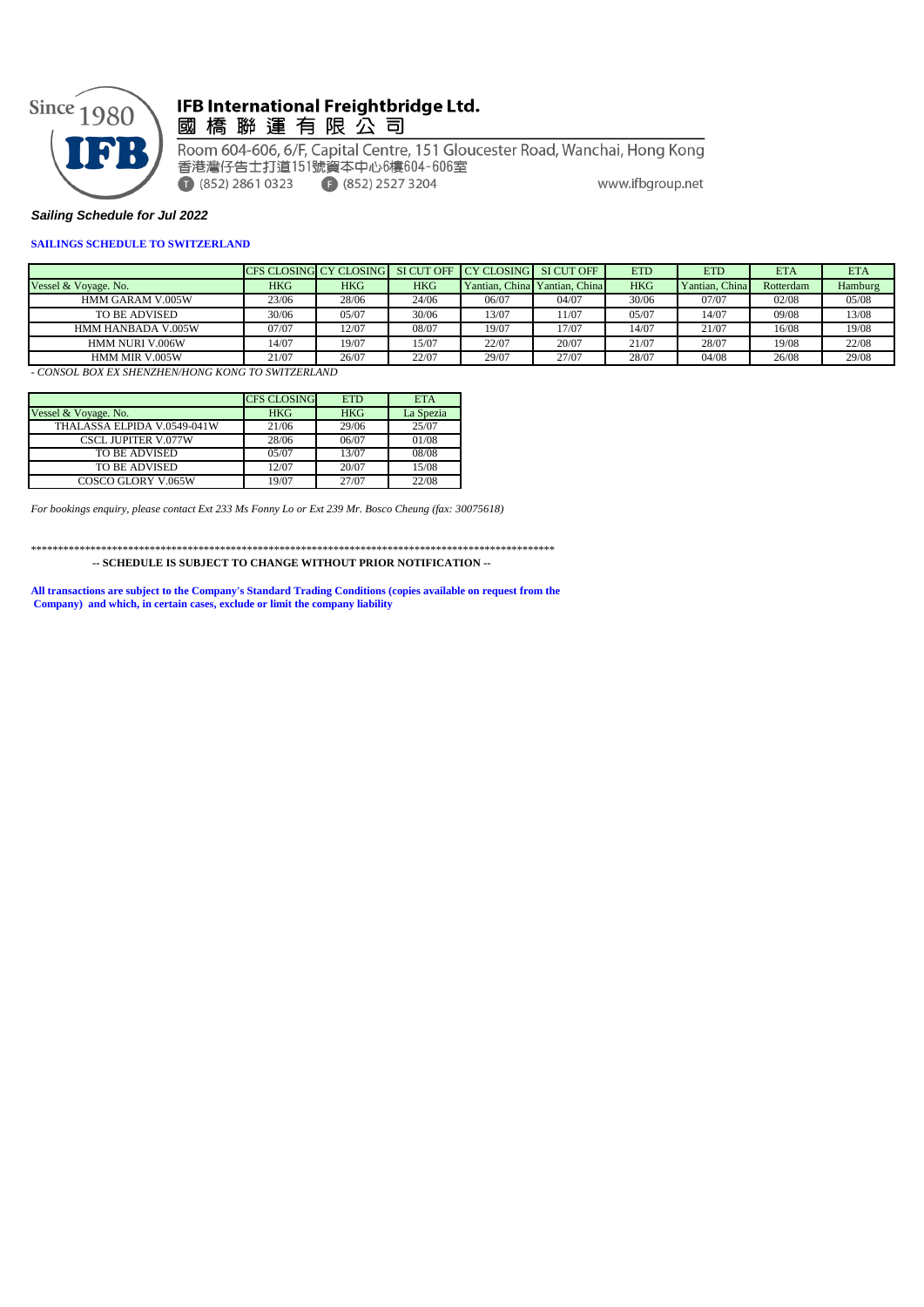Since 1980

IFB

**IFB International Freightbridge Ltd.**

國 橋 聯 運 有 限 公 司

Room 604-606, 6/F, Capital Centre, 151 Gloucester Road, Wanchai, Hong Kong

香港灣仔告士打道151號資本中心6樓604-606室

T (852) 2861 0323 F (852) 2527 3204 www.ifbgroup.net

***Sailing Schedule for Jul 2022***

**SAILINGS SCHEDULE TO SWITZERLAND**

| | CFS CLOSING | CY CLOSING | SI CUT OFF | CY CLOSING | SI CUT OFF | ETD | ETD | ETA | ETA |
|---|---|---|---|---|---|---|---|---|---|
| Vessel & Voyage. No. | HKG | HKG | HKG | Yantian, China | Yantian, China | HKG | Yantian, China | Rotterdam | Hamburg |
| HMM GARAM V.005W | 23/06 | 28/06 | 24/06 | 06/07 | 04/07 | 30/06 | 07/07 | 02/08 | 05/08 |
| TO BE ADVISED | 30/06 | 05/07 | 30/06 | 13/07 | 11/07 | 05/07 | 14/07 | 09/08 | 13/08 |
| HMM HANBADA V.005W | 07/07 | 12/07 | 08/07 | 19/07 | 17/07 | 14/07 | 21/07 | 16/08 | 19/08 |
| HMM NURI V.006W | 14/07 | 19/07 | 15/07 | 22/07 | 20/07 | 21/07 | 28/07 | 19/08 | 22/08 |
| HMM MIR V.005W | 21/07 | 26/07 | 22/07 | 29/07 | 27/07 | 28/07 | 04/08 | 26/08 | 29/08 |

*- CONSOL BOX EX SHENZHEN/HONG KONG TO SWITZERLAND*

| | CFS CLOSING | ETD | ETA |
|---|---|---|---|
| Vessel & Voyage. No. | HKG | HKG | La Spezia |
| THALASSA ELPIDA V.0549-041W | 21/06 | 29/06 | 25/07 |
| CSCL JUPITER V.077W | 28/06 | 06/07 | 01/08 |
| TO BE ADVISED | 05/07 | 13/07 | 08/08 |
| TO BE ADVISED | 12/07 | 20/07 | 15/08 |
| COSCO GLORY V.065W | 19/07 | 27/07 | 22/08 |

*For bookings enquiry, please contact Ext 233 Ms Fonny Lo or Ext 239 Mr. Bosco Cheung (fax: 30075618)*

****************************************************************************************************

**-- SCHEDULE IS SUBJECT TO CHANGE WITHOUT PRIOR NOTIFICATION --**

**All transactions are subject to the Company's Standard Trading Conditions (copies available on request from the Company) and which, in certain cases, exclude or limit the company liability**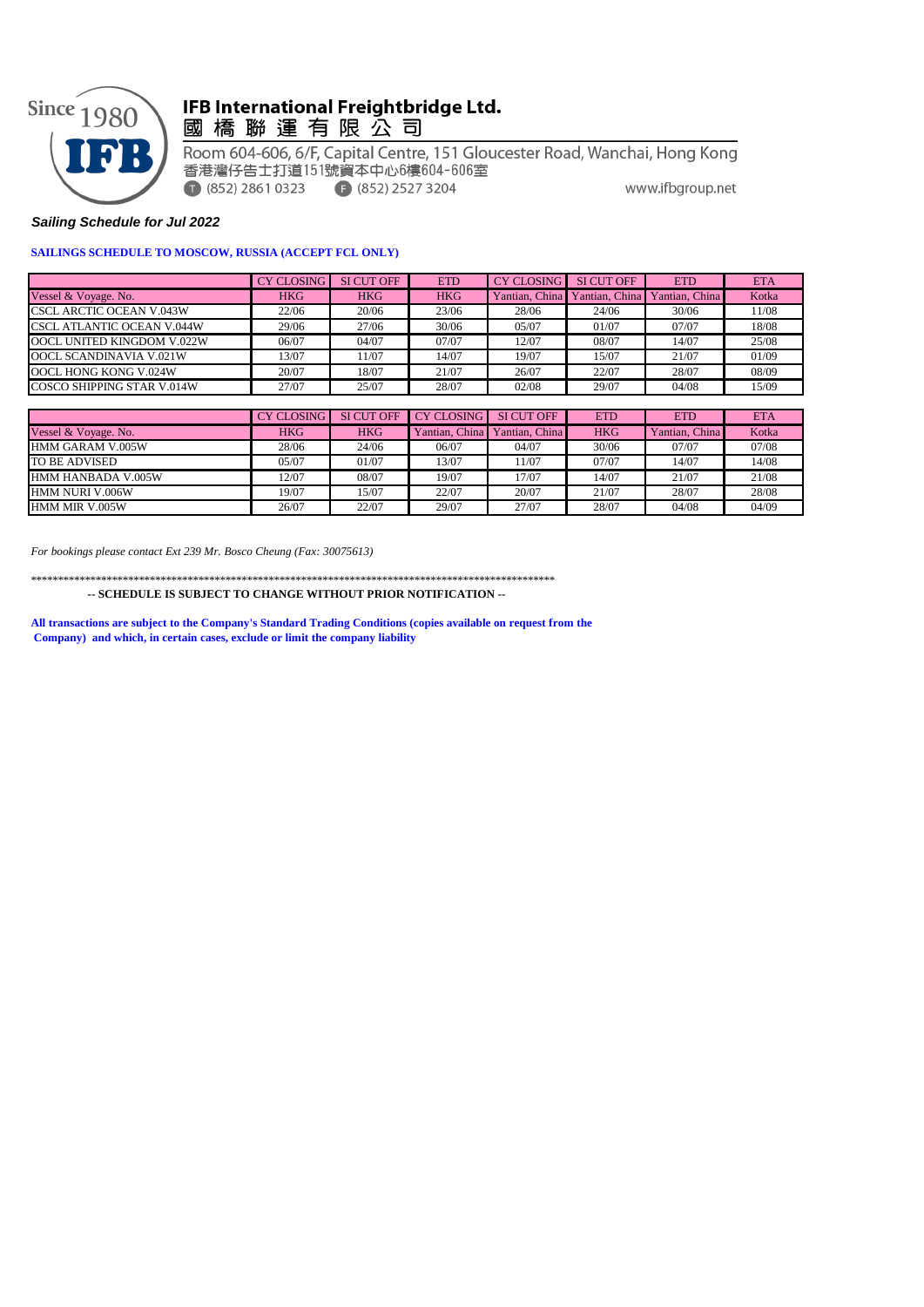Since 1980 IFB

# IFB International Freightbridge Ltd.

國橋聯運有限公司

Room 604-606, 6/F, Capital Centre, 151 Gloucester Road, Wanchai, Hong Kong
香港灣仔告士打道151號資本中心6樓604-606室
T (852) 2861 0323 F (852) 2527 3204 www.ifbgroup.net

***Sailing Schedule for Jul 2022***

**SAILINGS SCHEDULE TO MOSCOW, RUSSIA (ACCEPT FCL ONLY)**

| | CY CLOSING | SI CUT OFF | ETD | CY CLOSING | SI CUT OFF | ETD | ETA |
|---|---|---|---|---|---|---|---|
| Vessel & Voyage. No. | HKG | HKG | HKG | Yantian, China | Yantian, China | Yantian, China | Kotka |
| CSCL ARCTIC OCEAN V.043W | 22/06 | 20/06 | 23/06 | 28/06 | 24/06 | 30/06 | 11/08 |
| CSCL ATLANTIC OCEAN V.044W | 29/06 | 27/06 | 30/06 | 05/07 | 01/07 | 07/07 | 18/08 |
| OOCL UNITED KINGDOM V.022W | 06/07 | 04/07 | 07/07 | 12/07 | 08/07 | 14/07 | 25/08 |
| OOCL SCANDINAVIA V.021W | 13/07 | 11/07 | 14/07 | 19/07 | 15/07 | 21/07 | 01/09 |
| OOCL HONG KONG V.024W | 20/07 | 18/07 | 21/07 | 26/07 | 22/07 | 28/07 | 08/09 |
| COSCO SHIPPING STAR V.014W | 27/07 | 25/07 | 28/07 | 02/08 | 29/07 | 04/08 | 15/09 |

| | CY CLOSING | SI CUT OFF | CY CLOSING | SI CUT OFF | ETD | ETD | ETA |
|---|---|---|---|---|---|---|---|
| Vessel & Voyage. No. | HKG | HKG | Yantian, China | Yantian, China | HKG | Yantian, China | Kotka |
| HMM GARAM V.005W | 28/06 | 24/06 | 06/07 | 04/07 | 30/06 | 07/07 | 07/08 |
| TO BE ADVISED | 05/07 | 01/07 | 13/07 | 11/07 | 07/07 | 14/07 | 14/08 |
| HMM HANBADA V.005W | 12/07 | 08/07 | 19/07 | 17/07 | 14/07 | 21/07 | 21/08 |
| HMM NURI V.006W | 19/07 | 15/07 | 22/07 | 20/07 | 21/07 | 28/07 | 28/08 |
| HMM MIR V.005W | 26/07 | 22/07 | 29/07 | 27/07 | 28/07 | 04/08 | 04/09 |

*For bookings please contact Ext 239 Mr. Bosco Cheung (Fax: 30075613)*

****************************************************************************************************

**-- SCHEDULE IS SUBJECT TO CHANGE WITHOUT PRIOR NOTIFICATION --**

**All transactions are subject to the Company's Standard Trading Conditions (copies available on request from the Company) and which, in certain cases, exclude or limit the company liability**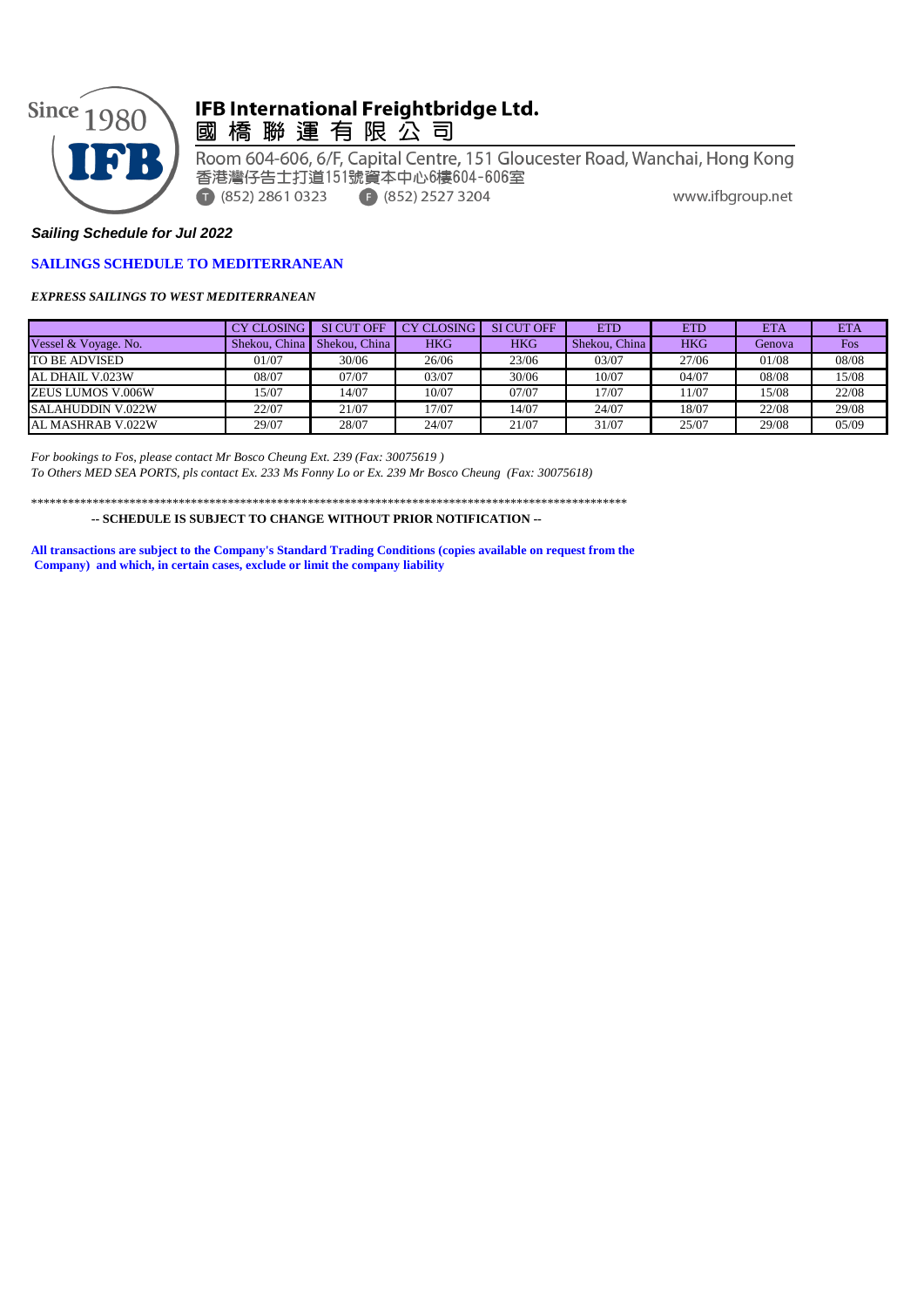**IFB International Freightbridge Ltd.**
國 橋 聯 運 有 限 公 司

Room 604-606, 6/F, Capital Centre, 151 Gloucester Road, Wanchai, Hong Kong
香港灣仔告士打道151號資本中心6樓604-606室
T (852) 2861 0323 F (852) 2527 3204 www.ifbgroup.net

***Sailing Schedule for Jul 2022***

**SAILINGS SCHEDULE TO MEDITERRANEAN**

***EXPRESS SAILINGS TO WEST MEDITERRANEAN***

| | CY CLOSING | SI CUT OFF | CY CLOSING | SI CUT OFF | ETD | ETD | ETA | ETA |
|---|---|---|---|---|---|---|---|---|
| Vessel & Voyage. No. | Shekou, China | Shekou, China | HKG | HKG | Shekou, China | HKG | Genova | Fos |
| TO BE ADVISED | 01/07 | 30/06 | 26/06 | 23/06 | 03/07 | 27/06 | 01/08 | 08/08 |
| AL DHAIL V.023W | 08/07 | 07/07 | 03/07 | 30/06 | 10/07 | 04/07 | 08/08 | 15/08 |
| ZEUS LUMOS V.006W | 15/07 | 14/07 | 10/07 | 07/07 | 17/07 | 11/07 | 15/08 | 22/08 |
| SALAHUDDIN V.022W | 22/07 | 21/07 | 17/07 | 14/07 | 24/07 | 18/07 | 22/08 | 29/08 |
| AL MASHRAB V.022W | 29/07 | 28/07 | 24/07 | 21/07 | 31/07 | 25/07 | 29/08 | 05/09 |

*For bookings to Fos, please contact Mr Bosco Cheung Ext. 239 (Fax: 30075619 )*
*To Others MED SEA PORTS, pls contact Ex. 233 Ms Fonny Lo or Ex. 239 Mr Bosco Cheung (Fax: 30075618)*

****************************************************************************************************

**-- SCHEDULE IS SUBJECT TO CHANGE WITHOUT PRIOR NOTIFICATION --**

**All transactions are subject to the Company's Standard Trading Conditions (copies available on request from the Company) and which, in certain cases, exclude or limit the company liability**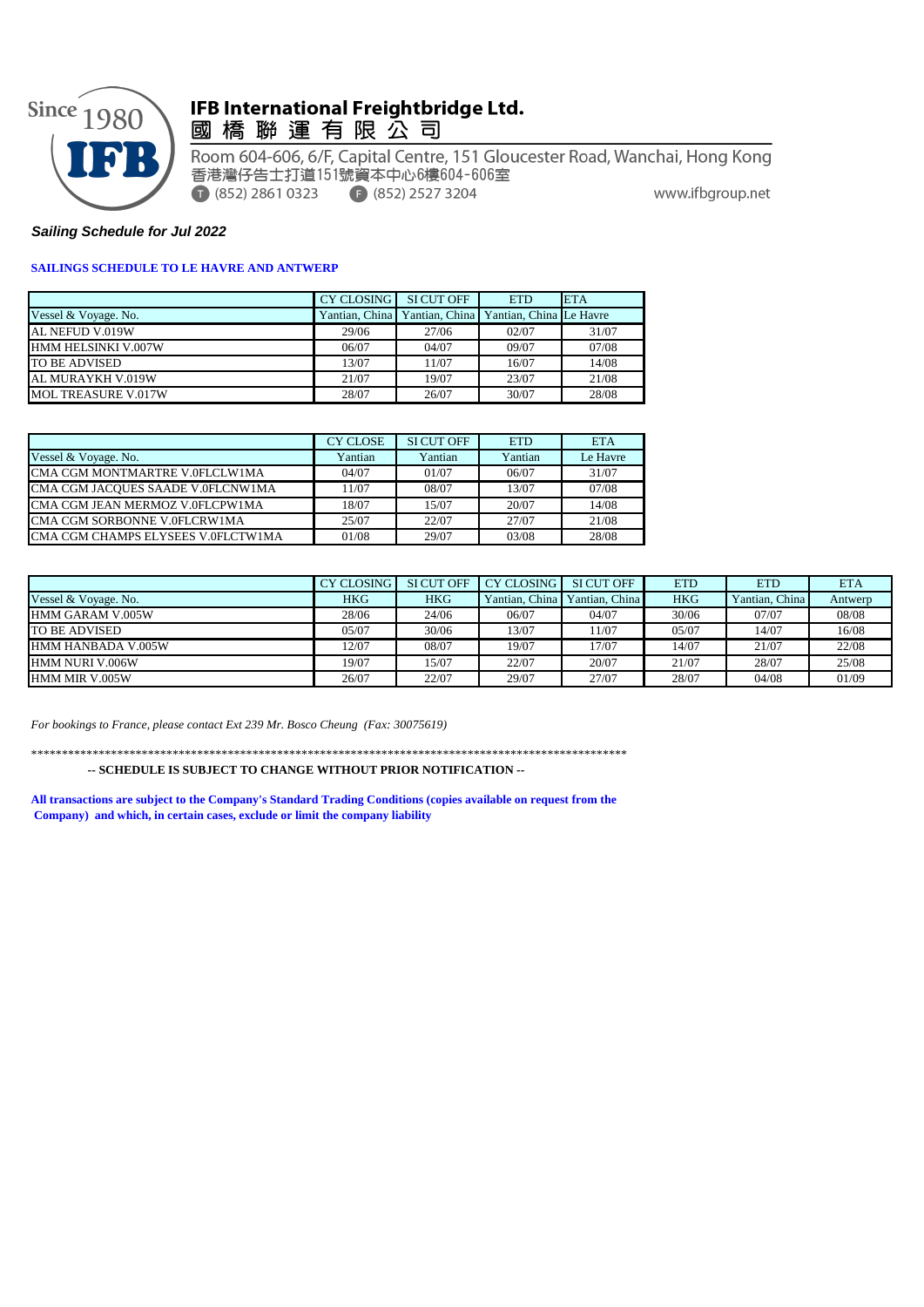**IFB International Freightbridge Ltd.**
**國 橋 聯 運 有 限 公 司**

Room 604-606, 6/F, Capital Centre, 151 Gloucester Road, Wanchai, Hong Kong
香港灣仔告士打道151號資本中心6樓604-606室
T (852) 2861 0323 F (852) 2527 3204 www.ifbgroup.net

***Sailing Schedule for Jul 2022***

**SAILINGS SCHEDULE TO LE HAVRE AND ANTWERP**

| | CY CLOSING | SI CUT OFF | ETD | ETA |
|---|---|---|---|---|
| Vessel & Voyage. No. | Yantian, China | Yantian, China | Yantian, China | Le Havre |
| AL NEFUD V.019W | 29/06 | 27/06 | 02/07 | 31/07 |
| HMM HELSINKI V.007W | 06/07 | 04/07 | 09/07 | 07/08 |
| TO BE ADVISED | 13/07 | 11/07 | 16/07 | 14/08 |
| AL MURAYKH V.019W | 21/07 | 19/07 | 23/07 | 21/08 |
| MOL TREASURE V.017W | 28/07 | 26/07 | 30/07 | 28/08 |

| | CY CLOSE | SI CUT OFF | ETD | ETA |
|---|---|---|---|---|
| Vessel & Voyage. No. | Yantian | Yantian | Yantian | Le Havre |
| CMA CGM MONTMARTRE V.0FLCLW1MA | 04/07 | 01/07 | 06/07 | 31/07 |
| CMA CGM JACQUES SAADE V.0FLCNW1MA | 11/07 | 08/07 | 13/07 | 07/08 |
| CMA CGM JEAN MERMOZ V.0FLCPW1MA | 18/07 | 15/07 | 20/07 | 14/08 |
| CMA CGM SORBONNE V.0FLCRW1MA | 25/07 | 22/07 | 27/07 | 21/08 |
| CMA CGM CHAMPS ELYSEES V.0FLCTW1MA | 01/08 | 29/07 | 03/08 | 28/08 |

| | CY CLOSING | SI CUT OFF | CY CLOSING | SI CUT OFF | ETD | ETD | ETA |
|---|---|---|---|---|---|---|---|
| Vessel & Voyage. No. | HKG | HKG | Yantian, China | Yantian, China | HKG | Yantian, China | Antwerp |
| HMM GARAM V.005W | 28/06 | 24/06 | 06/07 | 04/07 | 30/06 | 07/07 | 08/08 |
| TO BE ADVISED | 05/07 | 30/06 | 13/07 | 11/07 | 05/07 | 14/07 | 16/08 |
| HMM HANBADA V.005W | 12/07 | 08/07 | 19/07 | 17/07 | 14/07 | 21/07 | 22/08 |
| HMM NURI V.006W | 19/07 | 15/07 | 22/07 | 20/07 | 21/07 | 28/07 | 25/08 |
| HMM MIR V.005W | 26/07 | 22/07 | 29/07 | 27/07 | 28/07 | 04/08 | 01/09 |

*For bookings to France, please contact Ext 239 Mr. Bosco Cheung (Fax: 30075619)*

****************************************************************************************************

**-- SCHEDULE IS SUBJECT TO CHANGE WITHOUT PRIOR NOTIFICATION --**

**All transactions are subject to the Company's Standard Trading Conditions (copies available on request from the Company) and which, in certain cases, exclude or limit the company liability**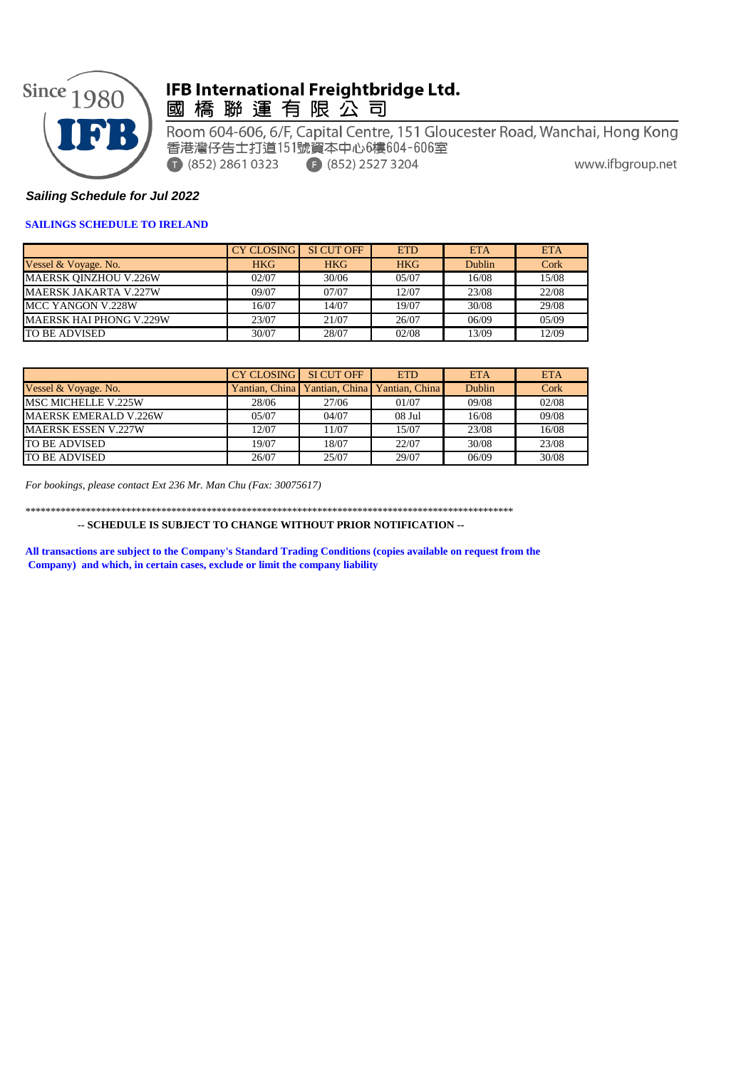# IFB International Freightbridge Ltd.

國橋聯運有限公司

Room 604-606, 6/F, Capital Centre, 151 Gloucester Road, Wanchai, Hong Kong

香港灣仔告士打道151號資本中心6樓604-606室

T (852) 2861 0323 F (852) 2527 3204 www.ifbgroup.net

***Sailing Schedule for Jul 2022***

**SAILINGS SCHEDULE TO IRELAND**

| | CY CLOSING | SI CUT OFF | ETD | ETA | ETA |
|---|---|---|---|---|---|
| Vessel & Voyage. No. | HKG | HKG | HKG | Dublin | Cork |
| MAERSK QINZHOU V.226W | 02/07 | 30/06 | 05/07 | 16/08 | 15/08 |
| MAERSK JAKARTA V.227W | 09/07 | 07/07 | 12/07 | 23/08 | 22/08 |
| MCC YANGON V.228W | 16/07 | 14/07 | 19/07 | 30/08 | 29/08 |
| MAERSK HAI PHONG V.229W | 23/07 | 21/07 | 26/07 | 06/09 | 05/09 |
| TO BE ADVISED | 30/07 | 28/07 | 02/08 | 13/09 | 12/09 |

| | CY CLOSING | SI CUT OFF | ETD | ETA | ETA |
|---|---|---|---|---|---|
| Vessel & Voyage. No. | Yantian, China | Yantian, China | Yantian, China | Dublin | Cork |
| MSC MICHELLE V.225W | 28/06 | 27/06 | 01/07 | 09/08 | 02/08 |
| MAERSK EMERALD V.226W | 05/07 | 04/07 | 08 Jul | 16/08 | 09/08 |
| MAERSK ESSEN V.227W | 12/07 | 11/07 | 15/07 | 23/08 | 16/08 |
| TO BE ADVISED | 19/07 | 18/07 | 22/07 | 30/08 | 23/08 |
| TO BE ADVISED | 26/07 | 25/07 | 29/07 | 06/09 | 30/08 |

*For bookings, please contact Ext 236 Mr. Man Chu (Fax: 30075617)*

****************************************************************************************************

**-- SCHEDULE IS SUBJECT TO CHANGE WITHOUT PRIOR NOTIFICATION --**

**All transactions are subject to the Company's Standard Trading Conditions (copies available on request from the Company) and which, in certain cases, exclude or limit the company liability**